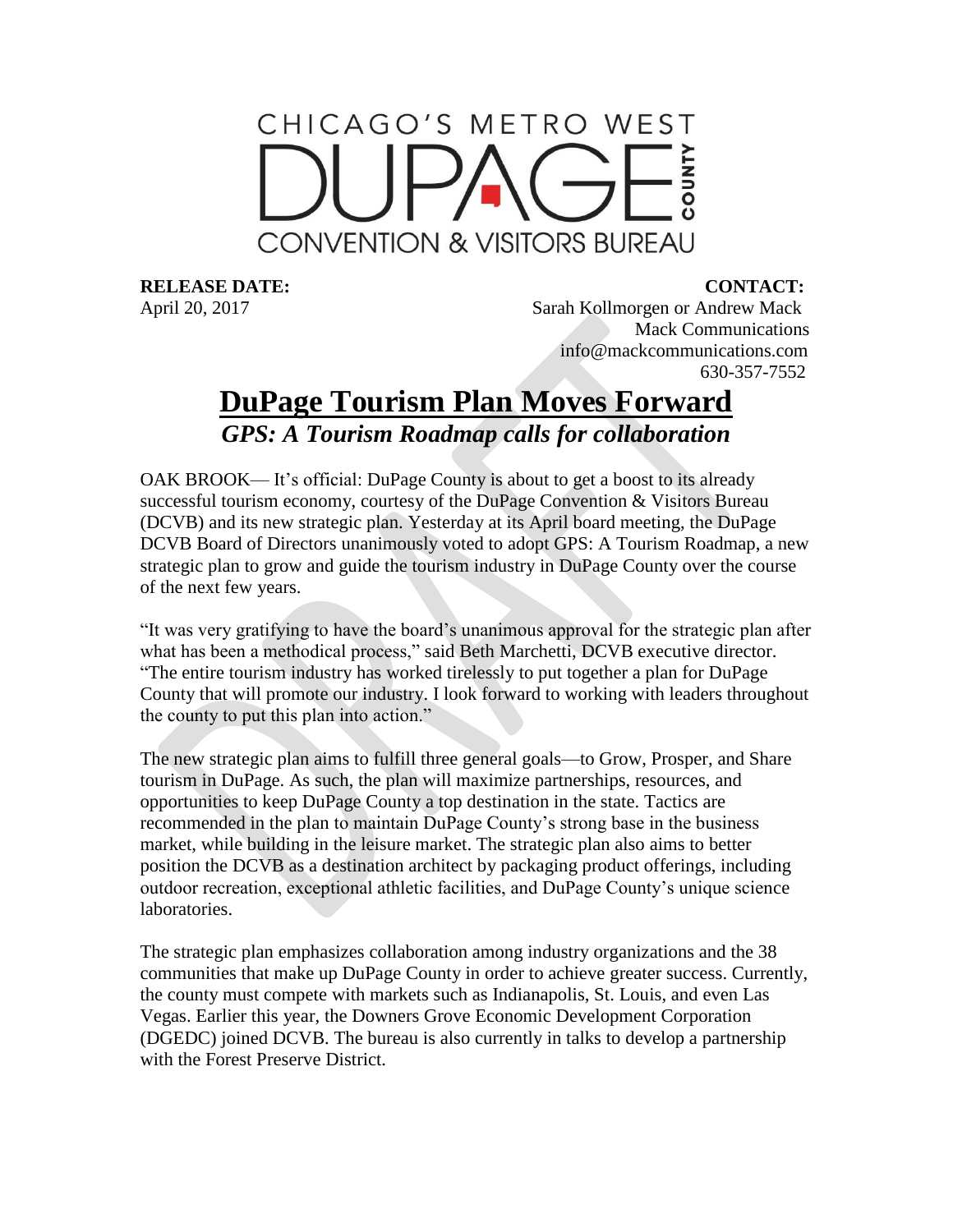CHICAGO'S METRO WEST
DUPAGE COUNTY
CONVENTION & VISITORS BUREAU

**RELEASE DATE:**
April 20, 2017

**CONTACT:**
Sarah Kollmorgen or Andrew Mack
Mack Communications
info@mackcommunications.com
630-357-7552

# DuPage Tourism Plan Moves Forward

## *GPS: A Tourism Roadmap calls for collaboration*

OAK BROOK— It's official: DuPage County is about to get a boost to its already successful tourism economy, courtesy of the DuPage Convention & Visitors Bureau (DCVB) and its new strategic plan. Yesterday at its April board meeting, the DuPage DCVB Board of Directors unanimously voted to adopt GPS: A Tourism Roadmap, a new strategic plan to grow and guide the tourism industry in DuPage County over the course of the next few years.

"It was very gratifying to have the board's unanimous approval for the strategic plan after what has been a methodical process," said Beth Marchetti, DCVB executive director. "The entire tourism industry has worked tirelessly to put together a plan for DuPage County that will promote our industry. I look forward to working with leaders throughout the county to put this plan into action."

The new strategic plan aims to fulfill three general goals—to Grow, Prosper, and Share tourism in DuPage. As such, the plan will maximize partnerships, resources, and opportunities to keep DuPage County a top destination in the state. Tactics are recommended in the plan to maintain DuPage County's strong base in the business market, while building in the leisure market. The strategic plan also aims to better position the DCVB as a destination architect by packaging product offerings, including outdoor recreation, exceptional athletic facilities, and DuPage County's unique science laboratories.

The strategic plan emphasizes collaboration among industry organizations and the 38 communities that make up DuPage County in order to achieve greater success. Currently, the county must compete with markets such as Indianapolis, St. Louis, and even Las Vegas. Earlier this year, the Downers Grove Economic Development Corporation (DGEDC) joined DCVB. The bureau is also currently in talks to develop a partnership with the Forest Preserve District.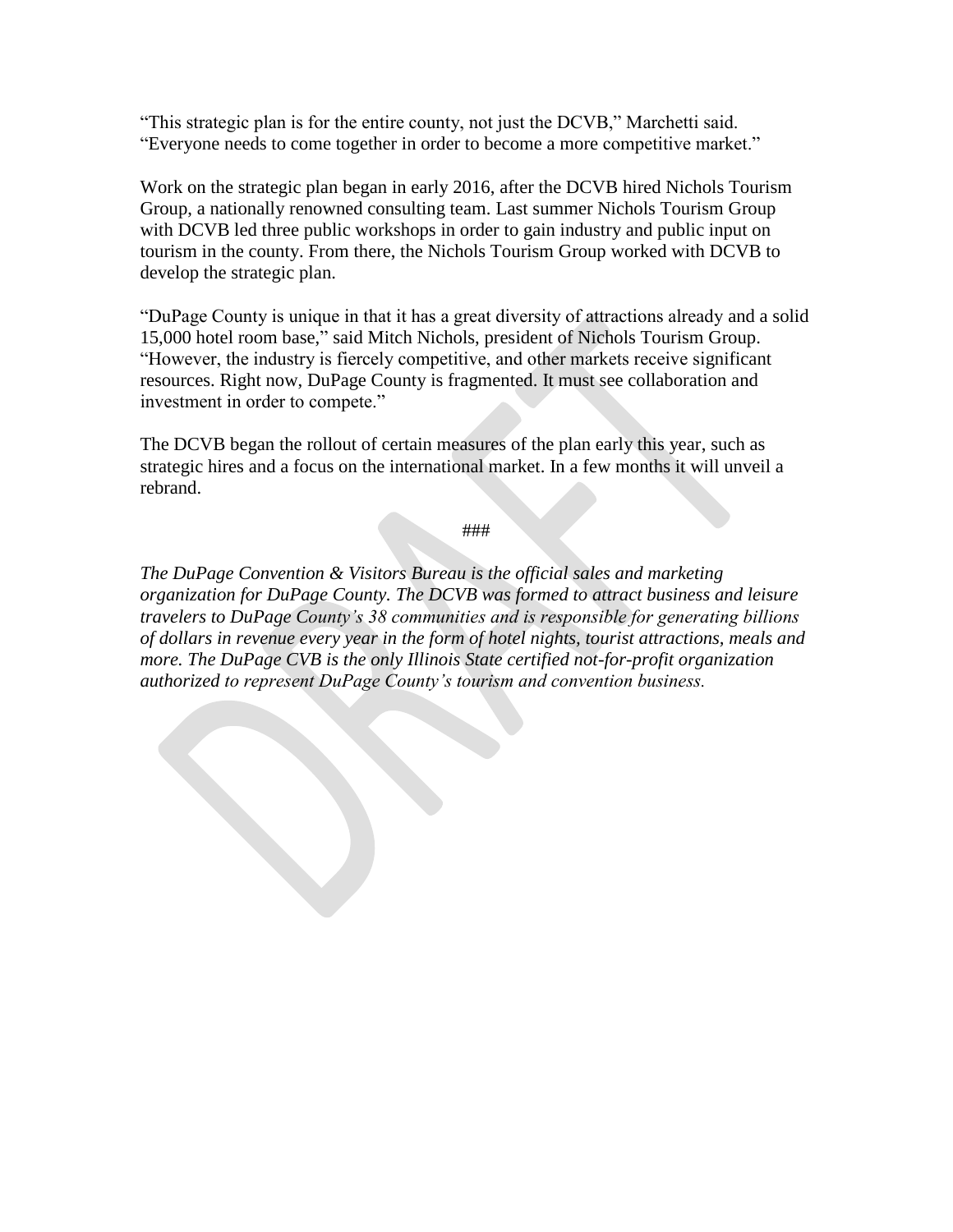"This strategic plan is for the entire county, not just the DCVB," Marchetti said. "Everyone needs to come together in order to become a more competitive market."

Work on the strategic plan began in early 2016, after the DCVB hired Nichols Tourism Group, a nationally renowned consulting team. Last summer Nichols Tourism Group with DCVB led three public workshops in order to gain industry and public input on tourism in the county. From there, the Nichols Tourism Group worked with DCVB to develop the strategic plan.

"DuPage County is unique in that it has a great diversity of attractions already and a solid 15,000 hotel room base," said Mitch Nichols, president of Nichols Tourism Group. "However, the industry is fiercely competitive, and other markets receive significant resources. Right now, DuPage County is fragmented. It must see collaboration and investment in order to compete."

The DCVB began the rollout of certain measures of the plan early this year, such as strategic hires and a focus on the international market. In a few months it will unveil a rebrand.

###

*The DuPage Convention & Visitors Bureau is the official sales and marketing organization for DuPage County. The DCVB was formed to attract business and leisure travelers to DuPage County's 38 communities and is responsible for generating billions of dollars in revenue every year in the form of hotel nights, tourist attractions, meals and more. The DuPage CVB is the only Illinois State certified not-for-profit organization authorized to represent DuPage County's tourism and convention business.*